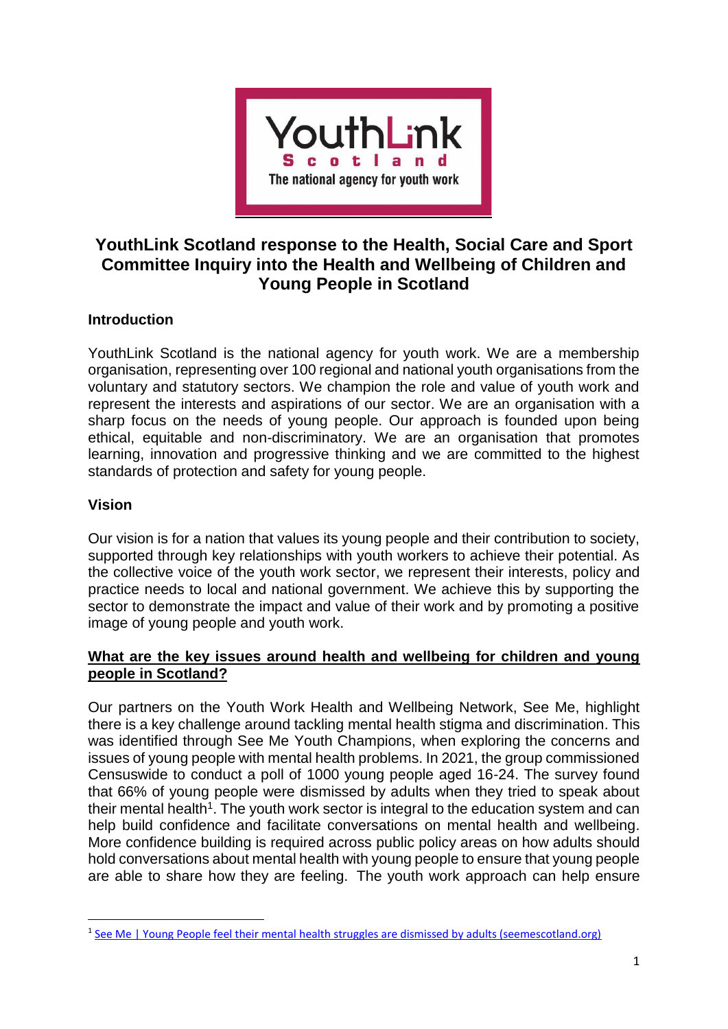YouthLink Scotland

The national agency for youth work

# YouthLink Scotland response to the Health, Social Care and Sport Committee Inquiry into the Health and Wellbeing of Children and Young People in Scotland

## Introduction

YouthLink Scotland is the national agency for youth work. We are a membership organisation, representing over 100 regional and national youth organisations from the voluntary and statutory sectors. We champion the role and value of youth work and represent the interests and aspirations of our sector. We are an organisation with a sharp focus on the needs of young people. Our approach is founded upon being ethical, equitable and non-discriminatory. We are an organisation that promotes learning, innovation and progressive thinking and we are committed to the highest standards of protection and safety for young people.

## Vision

Our vision is for a nation that values its young people and their contribution to society, supported through key relationships with youth workers to achieve their potential. As the collective voice of the youth work sector, we represent their interests, policy and practice needs to local and national government. We achieve this by supporting the sector to demonstrate the impact and value of their work and by promoting a positive image of young people and youth work.

## What are the key issues around health and wellbeing for children and young people in Scotland?

Our partners on the Youth Work Health and Wellbeing Network, See Me, highlight there is a key challenge around tackling mental health stigma and discrimination. This was identified through See Me Youth Champions, when exploring the concerns and issues of young people with mental health problems. In 2021, the group commissioned Censuswide to conduct a poll of 1000 young people aged 16-24. The survey found that 66% of young people were dismissed by adults when they tried to speak about their mental health[1]. The youth work sector is integral to the education system and can help build confidence and facilitate conversations on mental health and wellbeing. More confidence building is required across public policy areas on how adults should hold conversations about mental health with young people to ensure that young people are able to share how they are feeling. The youth work approach can help ensure

[1] See Me | Young People feel their mental health struggles are dismissed by adults (seemescotland.org)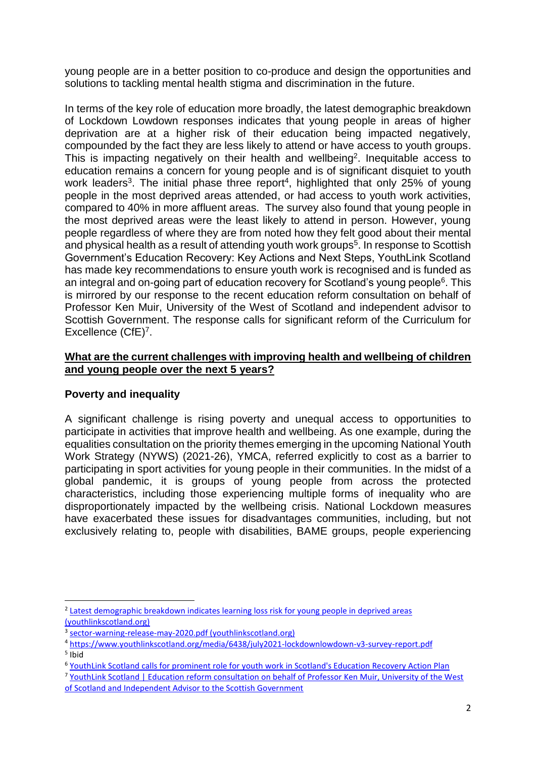young people are in a better position to co-produce and design the opportunities and solutions to tackling mental health stigma and discrimination in the future.

In terms of the key role of education more broadly, the latest demographic breakdown of Lockdown Lowdown responses indicates that young people in areas of higher deprivation are at a higher risk of their education being impacted negatively, compounded by the fact they are less likely to attend or have access to youth groups. This is impacting negatively on their health and wellbeing[2]. Inequitable access to education remains a concern for young people and is of significant disquiet to youth work leaders[3]. The initial phase three report[4], highlighted that only 25% of young people in the most deprived areas attended, or had access to youth work activities, compared to 40% in more affluent areas. The survey also found that young people in the most deprived areas were the least likely to attend in person. However, young people regardless of where they are from noted how they felt good about their mental and physical health as a result of attending youth work groups[5]. In response to Scottish Government's Education Recovery: Key Actions and Next Steps, YouthLink Scotland has made key recommendations to ensure youth work is recognised and is funded as an integral and on-going part of education recovery for Scotland's young people[6]. This is mirrored by our response to the recent education reform consultation on behalf of Professor Ken Muir, University of the West of Scotland and independent advisor to Scottish Government. The response calls for significant reform of the Curriculum for Excellence (CfE)[7].

**<u>What are the current challenges with improving health and wellbeing of children and young people over the next 5 years?</u>**

**Poverty and inequality**

A significant challenge is rising poverty and unequal access to opportunities to participate in activities that improve health and wellbeing. As one example, during the equalities consultation on the priority themes emerging in the upcoming National Youth Work Strategy (NYWS) (2021-26), YMCA, referred explicitly to cost as a barrier to participating in sport activities for young people in their communities. In the midst of a global pandemic, it is groups of young people from across the protected characteristics, including those experiencing multiple forms of inequality who are disproportionately impacted by the wellbeing crisis. National Lockdown measures have exacerbated these issues for disadvantages communities, including, but not exclusively relating to, people with disabilities, BAME groups, people experiencing

---

[2] Latest demographic breakdown indicates learning loss risk for young people in deprived areas (youthlinkscotland.org)

[3] sector-warning-release-may-2020.pdf (youthlinkscotland.org)

[4] https://www.youthlinkscotland.org/media/6438/july2021-lockdownlowdown-v3-survey-report.pdf

[5] Ibid

[6] YouthLink Scotland calls for prominent role for youth work in Scotland's Education Recovery Action Plan

[7] YouthLink Scotland | Education reform consultation on behalf of Professor Ken Muir, University of the West of Scotland and Independent Advisor to the Scottish Government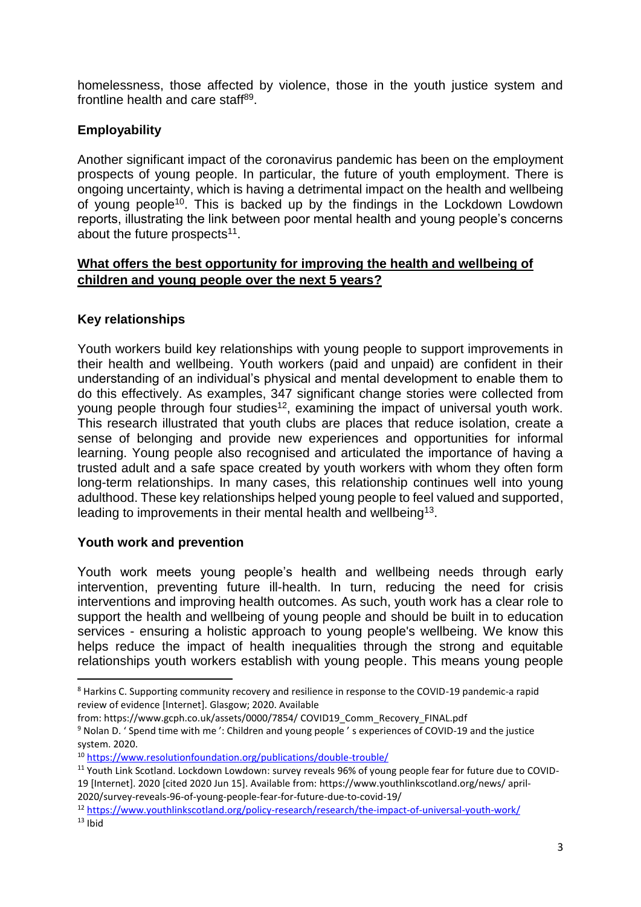homelessness, those affected by violence, those in the youth justice system and frontline health and care staff[8][9].

### Employability

Another significant impact of the coronavirus pandemic has been on the employment prospects of young people. In particular, the future of youth employment. There is ongoing uncertainty, which is having a detrimental impact on the health and wellbeing of young people[10]. This is backed up by the findings in the Lockdown Lowdown reports, illustrating the link between poor mental health and young people's concerns about the future prospects[11].

## What offers the best opportunity for improving the health and wellbeing of children and young people over the next 5 years?

### Key relationships

Youth workers build key relationships with young people to support improvements in their health and wellbeing. Youth workers (paid and unpaid) are confident in their understanding of an individual's physical and mental development to enable them to do this effectively. As examples, 347 significant change stories were collected from young people through four studies[12], examining the impact of universal youth work. This research illustrated that youth clubs are places that reduce isolation, create a sense of belonging and provide new experiences and opportunities for informal learning. Young people also recognised and articulated the importance of having a trusted adult and a safe space created by youth workers with whom they often form long-term relationships. In many cases, this relationship continues well into young adulthood. These key relationships helped young people to feel valued and supported, leading to improvements in their mental health and wellbeing[13].

### Youth work and prevention

Youth work meets young people's health and wellbeing needs through early intervention, preventing future ill-health. In turn, reducing the need for crisis interventions and improving health outcomes. As such, youth work has a clear role to support the health and wellbeing of young people and should be built in to education services - ensuring a holistic approach to young people's wellbeing. We know this helps reduce the impact of health inequalities through the strong and equitable relationships youth workers establish with young people. This means young people

---

[8] Harkins C. Supporting community recovery and resilience in response to the COVID-19 pandemic-a rapid review of evidence [Internet]. Glasgow; 2020. Available from: https://www.gcph.co.uk/assets/0000/7854/ COVID19_Comm_Recovery_FINAL.pdf

[9] Nolan D. ' Spend time with me ': Children and young people ' s experiences of COVID-19 and the justice system. 2020.

[10] https://www.resolutionfoundation.org/publications/double-trouble/

[11] Youth Link Scotland. Lockdown Lowdown: survey reveals 96% of young people fear for future due to COVID-19 [Internet]. 2020 [cited 2020 Jun 15]. Available from: https://www.youthlinkscotland.org/news/ april-2020/survey-reveals-96-of-young-people-fear-for-future-due-to-covid-19/

[12] https://www.youthlinkscotland.org/policy-research/research/the-impact-of-universal-youth-work/

[13] Ibid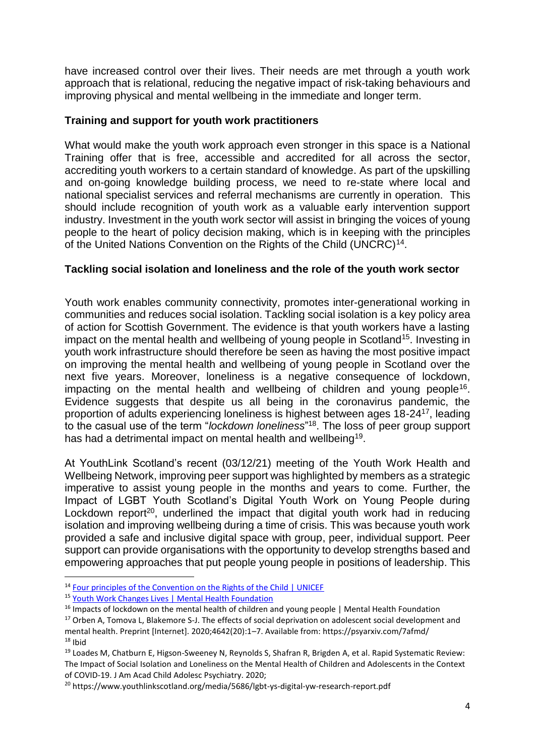have increased control over their lives. Their needs are met through a youth work approach that is relational, reducing the negative impact of risk-taking behaviours and improving physical and mental wellbeing in the immediate and longer term.

**Training and support for youth work practitioners**

What would make the youth work approach even stronger in this space is a National Training offer that is free, accessible and accredited for all across the sector, accrediting youth workers to a certain standard of knowledge. As part of the upskilling and on-going knowledge building process, we need to re-state where local and national specialist services and referral mechanisms are currently in operation. This should include recognition of youth work as a valuable early intervention support industry. Investment in the youth work sector will assist in bringing the voices of young people to the heart of policy decision making, which is in keeping with the principles of the United Nations Convention on the Rights of the Child (UNCRC)[14].

**Tackling social isolation and loneliness and the role of the youth work sector**

Youth work enables community connectivity, promotes inter-generational working in communities and reduces social isolation. Tackling social isolation is a key policy area of action for Scottish Government. The evidence is that youth workers have a lasting impact on the mental health and wellbeing of young people in Scotland[15]. Investing in youth work infrastructure should therefore be seen as having the most positive impact on improving the mental health and wellbeing of young people in Scotland over the next five years. Moreover, loneliness is a negative consequence of lockdown, impacting on the mental health and wellbeing of children and young people[16]. Evidence suggests that despite us all being in the coronavirus pandemic, the proportion of adults experiencing loneliness is highest between ages 18-24[17], leading to the casual use of the term "*lockdown loneliness*"[18]. The loss of peer group support has had a detrimental impact on mental health and wellbeing[19].

At YouthLink Scotland's recent (03/12/21) meeting of the Youth Work Health and Wellbeing Network, improving peer support was highlighted by members as a strategic imperative to assist young people in the months and years to come. Further, the Impact of LGBT Youth Scotland's Digital Youth Work on Young People during Lockdown report[20], underlined the impact that digital youth work had in reducing isolation and improving wellbeing during a time of crisis. This was because youth work provided a safe and inclusive digital space with group, peer, individual support. Peer support can provide organisations with the opportunity to develop strengths based and empowering approaches that put people young people in positions of leadership. This

---

[14] [Four principles of the Convention on the Rights of the Child | UNICEF](Four principles of the Convention on the Rights of the Child | UNICEF)

[15] [Youth Work Changes Lives | Mental Health Foundation](Youth Work Changes Lives | Mental Health Foundation)

[16] Impacts of lockdown on the mental health of children and young people | Mental Health Foundation

[17] Orben A, Tomova L, Blakemore S-J. The effects of social deprivation on adolescent social development and mental health. Preprint [Internet]. 2020;4642(20):1–7. Available from: https://psyarxiv.com/7afmd/

[18] Ibid

[19] Loades M, Chatburn E, Higson-Sweeney N, Reynolds S, Shafran R, Brigden A, et al. Rapid Systematic Review: The Impact of Social Isolation and Loneliness on the Mental Health of Children and Adolescents in the Context of COVID-19. J Am Acad Child Adolesc Psychiatry. 2020;

[20] https://www.youthlinkscotland.org/media/5686/lgbt-ys-digital-yw-research-report.pdf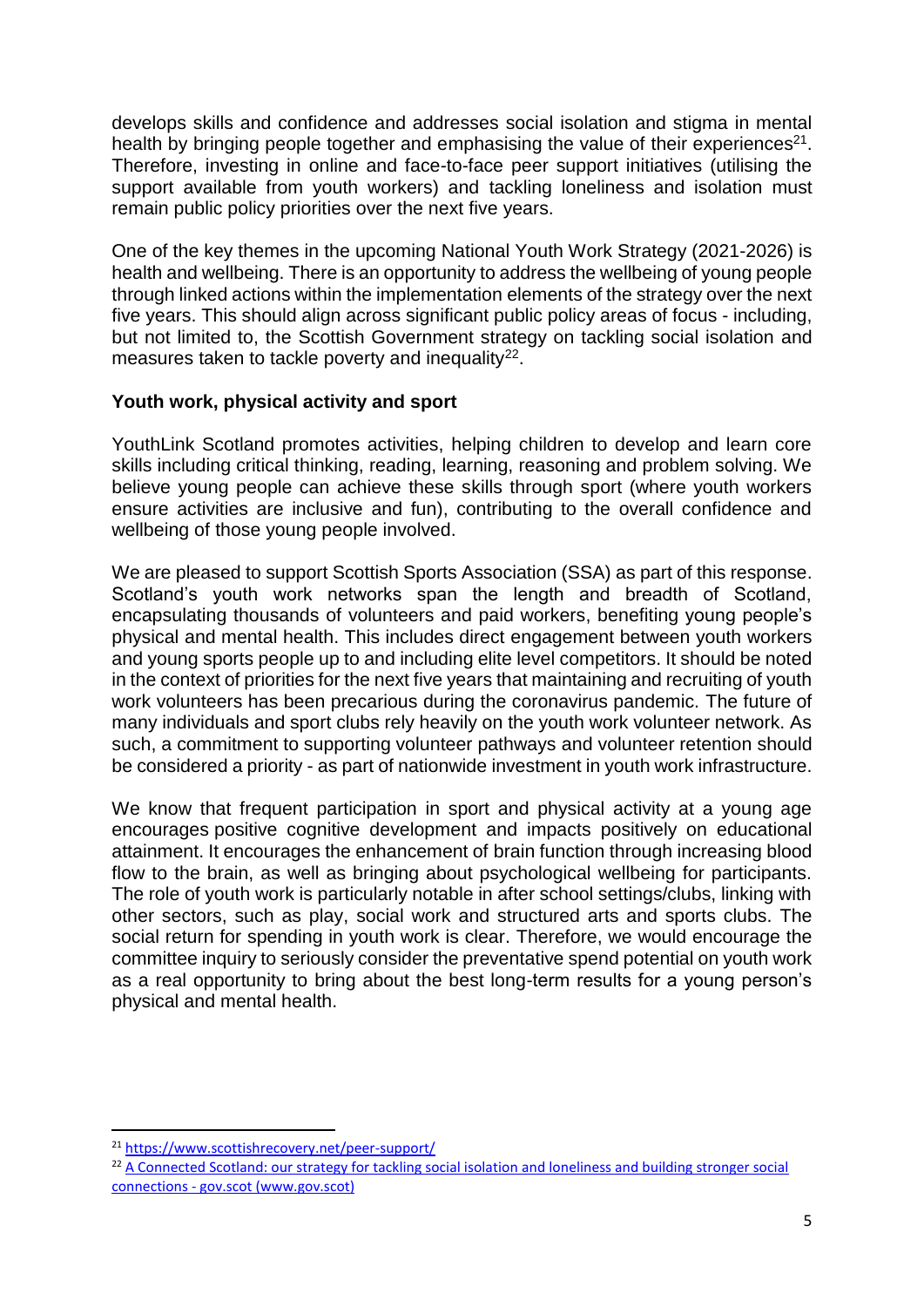develops skills and confidence and addresses social isolation and stigma in mental health by bringing people together and emphasising the value of their experiences[21]. Therefore, investing in online and face-to-face peer support initiatives (utilising the support available from youth workers) and tackling loneliness and isolation must remain public policy priorities over the next five years.

One of the key themes in the upcoming National Youth Work Strategy (2021-2026) is health and wellbeing. There is an opportunity to address the wellbeing of young people through linked actions within the implementation elements of the strategy over the next five years. This should align across significant public policy areas of focus - including, but not limited to, the Scottish Government strategy on tackling social isolation and measures taken to tackle poverty and inequality[22].

**Youth work, physical activity and sport**

YouthLink Scotland promotes activities, helping children to develop and learn core skills including critical thinking, reading, learning, reasoning and problem solving. We believe young people can achieve these skills through sport (where youth workers ensure activities are inclusive and fun), contributing to the overall confidence and wellbeing of those young people involved.

We are pleased to support Scottish Sports Association (SSA) as part of this response. Scotland's youth work networks span the length and breadth of Scotland, encapsulating thousands of volunteers and paid workers, benefiting young people's physical and mental health. This includes direct engagement between youth workers and young sports people up to and including elite level competitors. It should be noted in the context of priorities for the next five years that maintaining and recruiting of youth work volunteers has been precarious during the coronavirus pandemic. The future of many individuals and sport clubs rely heavily on the youth work volunteer network. As such, a commitment to supporting volunteer pathways and volunteer retention should be considered a priority - as part of nationwide investment in youth work infrastructure.

We know that frequent participation in sport and physical activity at a young age encourages positive cognitive development and impacts positively on educational attainment. It encourages the enhancement of brain function through increasing blood flow to the brain, as well as bringing about psychological wellbeing for participants. The role of youth work is particularly notable in after school settings/clubs, linking with other sectors, such as play, social work and structured arts and sports clubs. The social return for spending in youth work is clear. Therefore, we would encourage the committee inquiry to seriously consider the preventative spend potential on youth work as a real opportunity to bring about the best long-term results for a young person's physical and mental health.

---

[21] https://www.scottishrecovery.net/peer-support/

[22] A Connected Scotland: our strategy for tackling social isolation and loneliness and building stronger social connections - gov.scot (www.gov.scot)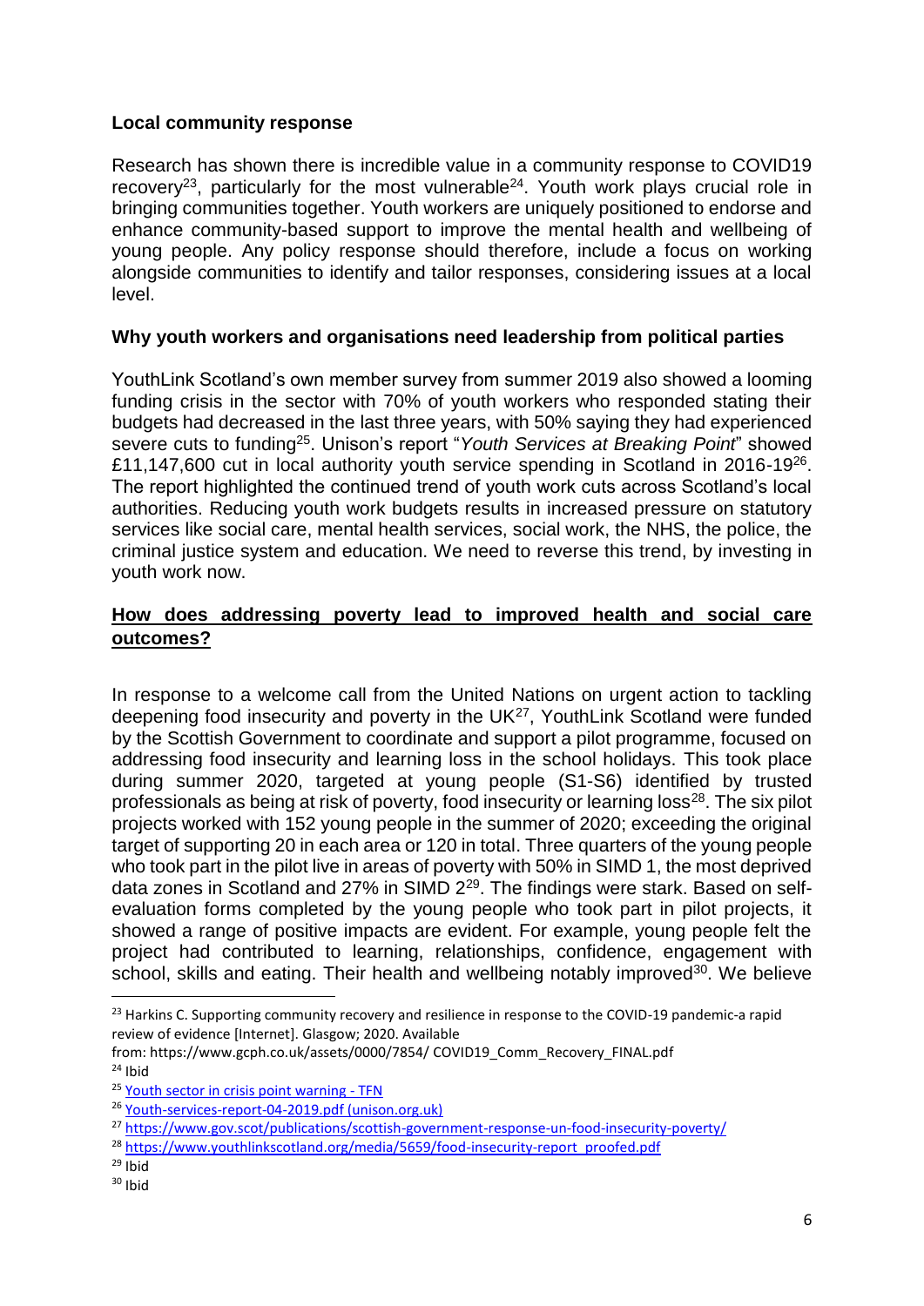**Local community response**

Research has shown there is incredible value in a community response to COVID19 recovery[23], particularly for the most vulnerable[24]. Youth work plays crucial role in bringing communities together. Youth workers are uniquely positioned to endorse and enhance community-based support to improve the mental health and wellbeing of young people. Any policy response should therefore, include a focus on working alongside communities to identify and tailor responses, considering issues at a local level.

**Why youth workers and organisations need leadership from political parties**

YouthLink Scotland's own member survey from summer 2019 also showed a looming funding crisis in the sector with 70% of youth workers who responded stating their budgets had decreased in the last three years, with 50% saying they had experienced severe cuts to funding[25]. Unison's report "*Youth Services at Breaking Point*" showed £11,147,600 cut in local authority youth service spending in Scotland in 2016-19[26]. The report highlighted the continued trend of youth work cuts across Scotland's local authorities. Reducing youth work budgets results in increased pressure on statutory services like social care, mental health services, social work, the NHS, the police, the criminal justice system and education. We need to reverse this trend, by investing in youth work now.

**<u>How does addressing poverty lead to improved health and social care outcomes?</u>**

In response to a welcome call from the United Nations on urgent action to tackling deepening food insecurity and poverty in the UK[27], YouthLink Scotland were funded by the Scottish Government to coordinate and support a pilot programme, focused on addressing food insecurity and learning loss in the school holidays. This took place during summer 2020, targeted at young people (S1-S6) identified by trusted professionals as being at risk of poverty, food insecurity or learning loss[28]. The six pilot projects worked with 152 young people in the summer of 2020; exceeding the original target of supporting 20 in each area or 120 in total. Three quarters of the young people who took part in the pilot live in areas of poverty with 50% in SIMD 1, the most deprived data zones in Scotland and 27% in SIMD 2[29]. The findings were stark. Based on self-evaluation forms completed by the young people who took part in pilot projects, it showed a range of positive impacts are evident. For example, young people felt the project had contributed to learning, relationships, confidence, engagement with school, skills and eating. Their health and wellbeing notably improved[30]. We believe

---

[23] Harkins C. Supporting community recovery and resilience in response to the COVID-19 pandemic-a rapid review of evidence [Internet]. Glasgow; 2020. Available from: https://www.gcph.co.uk/assets/0000/7854/ COVID19_Comm_Recovery_FINAL.pdf

[24] Ibid

[25] Youth sector in crisis point warning - TFN

[26] Youth-services-report-04-2019.pdf (unison.org.uk)

[27] https://www.gov.scot/publications/scottish-government-response-un-food-insecurity-poverty/

[28] https://www.youthlinkscotland.org/media/5659/food-insecurity-report_proofed.pdf

[29] Ibid

[30] Ibid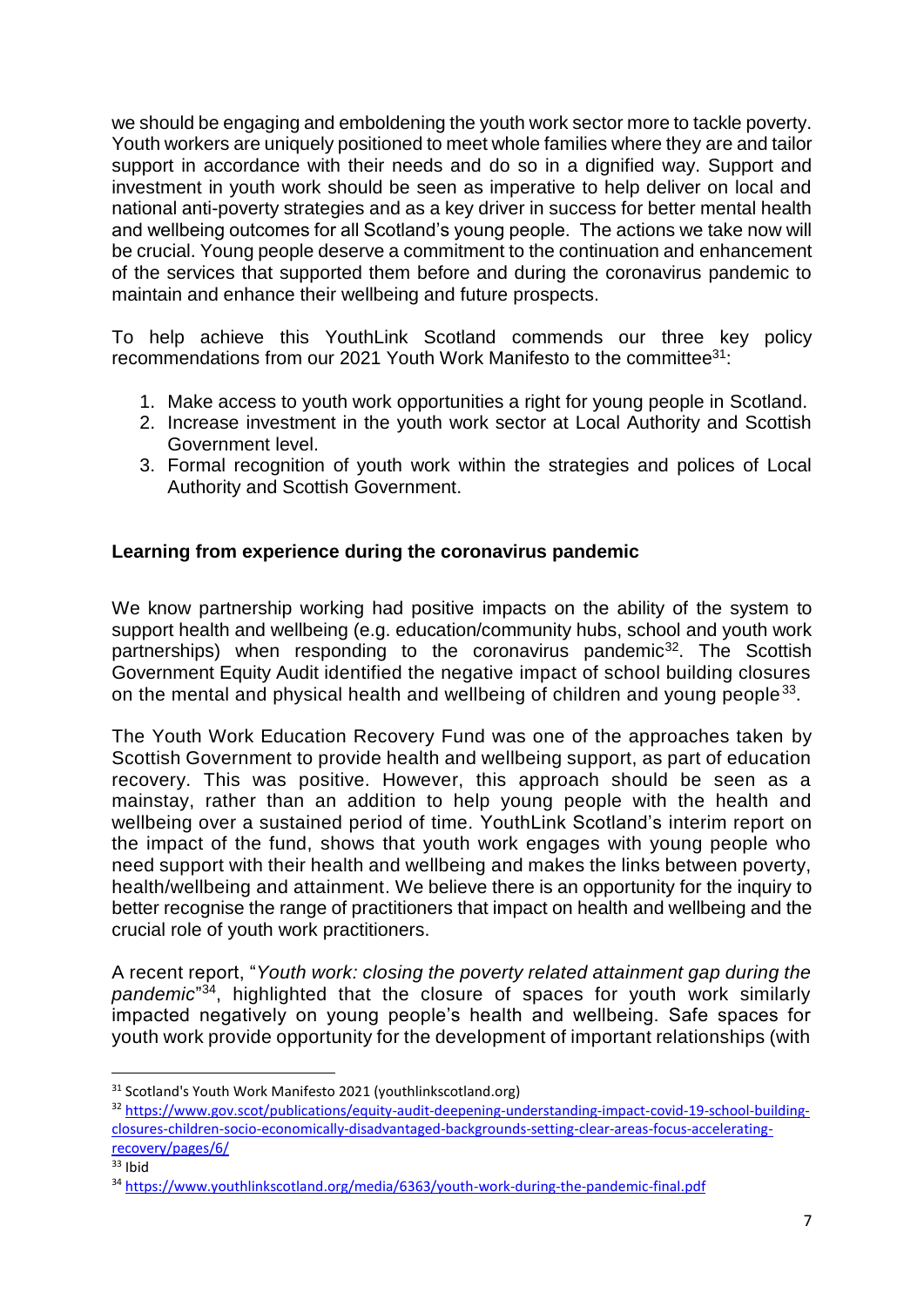we should be engaging and emboldening the youth work sector more to tackle poverty. Youth workers are uniquely positioned to meet whole families where they are and tailor support in accordance with their needs and do so in a dignified way. Support and investment in youth work should be seen as imperative to help deliver on local and national anti-poverty strategies and as a key driver in success for better mental health and wellbeing outcomes for all Scotland's young people. The actions we take now will be crucial. Young people deserve a commitment to the continuation and enhancement of the services that supported them before and during the coronavirus pandemic to maintain and enhance their wellbeing and future prospects.

To help achieve this YouthLink Scotland commends our three key policy recommendations from our 2021 Youth Work Manifesto to the committee[31]:

1. Make access to youth work opportunities a right for young people in Scotland.
2. Increase investment in the youth work sector at Local Authority and Scottish Government level.
3. Formal recognition of youth work within the strategies and polices of Local Authority and Scottish Government.

**Learning from experience during the coronavirus pandemic**

We know partnership working had positive impacts on the ability of the system to support health and wellbeing (e.g. education/community hubs, school and youth work partnerships) when responding to the coronavirus pandemic[32]. The Scottish Government Equity Audit identified the negative impact of school building closures on the mental and physical health and wellbeing of children and young people[33].

The Youth Work Education Recovery Fund was one of the approaches taken by Scottish Government to provide health and wellbeing support, as part of education recovery. This was positive. However, this approach should be seen as a mainstay, rather than an addition to help young people with the health and wellbeing over a sustained period of time. YouthLink Scotland's interim report on the impact of the fund, shows that youth work engages with young people who need support with their health and wellbeing and makes the links between poverty, health/wellbeing and attainment. We believe there is an opportunity for the inquiry to better recognise the range of practitioners that impact on health and wellbeing and the crucial role of youth work practitioners.

A recent report, "*Youth work: closing the poverty related attainment gap during the pandemic*"[34], highlighted that the closure of spaces for youth work similarly impacted negatively on young people's health and wellbeing. Safe spaces for youth work provide opportunity for the development of important relationships (with

---

[31] Scotland's Youth Work Manifesto 2021 (youthlinkscotland.org)

[32] https://www.gov.scot/publications/equity-audit-deepening-understanding-impact-covid-19-school-building-closures-children-socio-economically-disadvantaged-backgrounds-setting-clear-areas-focus-accelerating-recovery/pages/6/

[33] Ibid

[34] https://www.youthlinkscotland.org/media/6363/youth-work-during-the-pandemic-final.pdf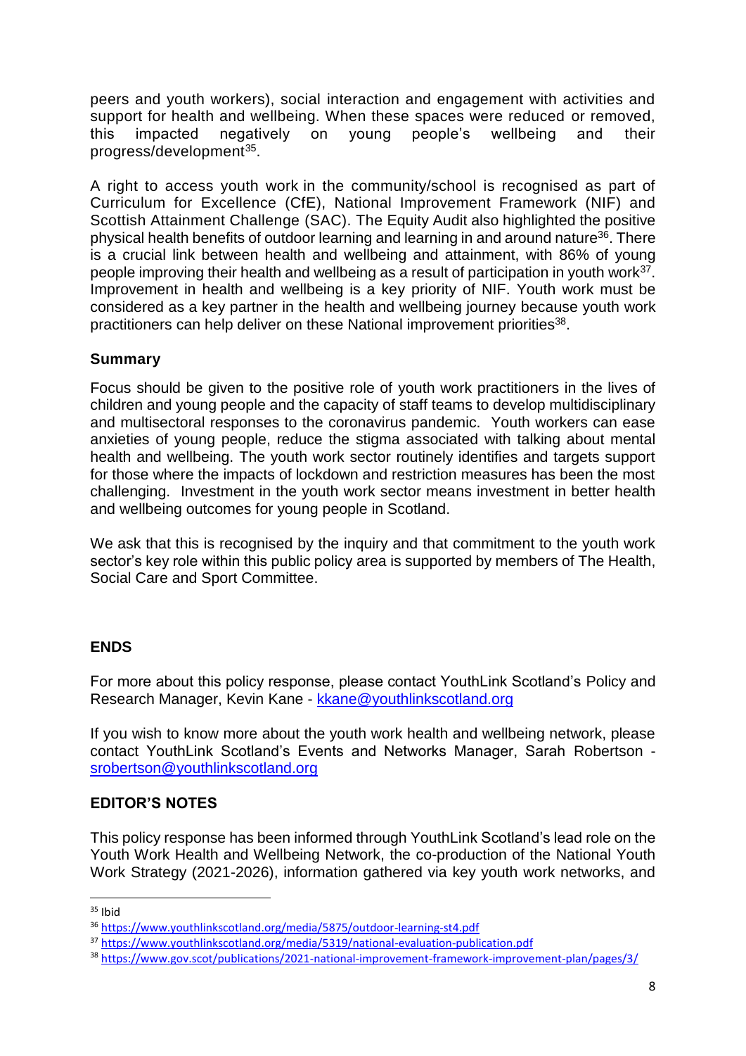peers and youth workers), social interaction and engagement with activities and support for health and wellbeing. When these spaces were reduced or removed, this impacted negatively on young people's wellbeing and their progress/development[35].

A right to access youth work in the community/school is recognised as part of Curriculum for Excellence (CfE), National Improvement Framework (NIF) and Scottish Attainment Challenge (SAC). The Equity Audit also highlighted the positive physical health benefits of outdoor learning and learning in and around nature[36]. There is a crucial link between health and wellbeing and attainment, with 86% of young people improving their health and wellbeing as a result of participation in youth work[37]. Improvement in health and wellbeing is a key priority of NIF. Youth work must be considered as a key partner in the health and wellbeing journey because youth work practitioners can help deliver on these National improvement priorities[38].

**Summary**

Focus should be given to the positive role of youth work practitioners in the lives of children and young people and the capacity of staff teams to develop multidisciplinary and multisectoral responses to the coronavirus pandemic. Youth workers can ease anxieties of young people, reduce the stigma associated with talking about mental health and wellbeing. The youth work sector routinely identifies and targets support for those where the impacts of lockdown and restriction measures has been the most challenging. Investment in the youth work sector means investment in better health and wellbeing outcomes for young people in Scotland.

We ask that this is recognised by the inquiry and that commitment to the youth work sector's key role within this public policy area is supported by members of The Health, Social Care and Sport Committee.

**ENDS**

For more about this policy response, please contact YouthLink Scotland's Policy and Research Manager, Kevin Kane - kkane@youthlinkscotland.org

If you wish to know more about the youth work health and wellbeing network, please contact YouthLink Scotland's Events and Networks Manager, Sarah Robertson - srobertson@youthlinkscotland.org

**EDITOR'S NOTES**

This policy response has been informed through YouthLink Scotland's lead role on the Youth Work Health and Wellbeing Network, the co-production of the National Youth Work Strategy (2021-2026), information gathered via key youth work networks, and

---

[35] Ibid

[36] https://www.youthlinkscotland.org/media/5875/outdoor-learning-st4.pdf

[37] https://www.youthlinkscotland.org/media/5319/national-evaluation-publication.pdf

[38] https://www.gov.scot/publications/2021-national-improvement-framework-improvement-plan/pages/3/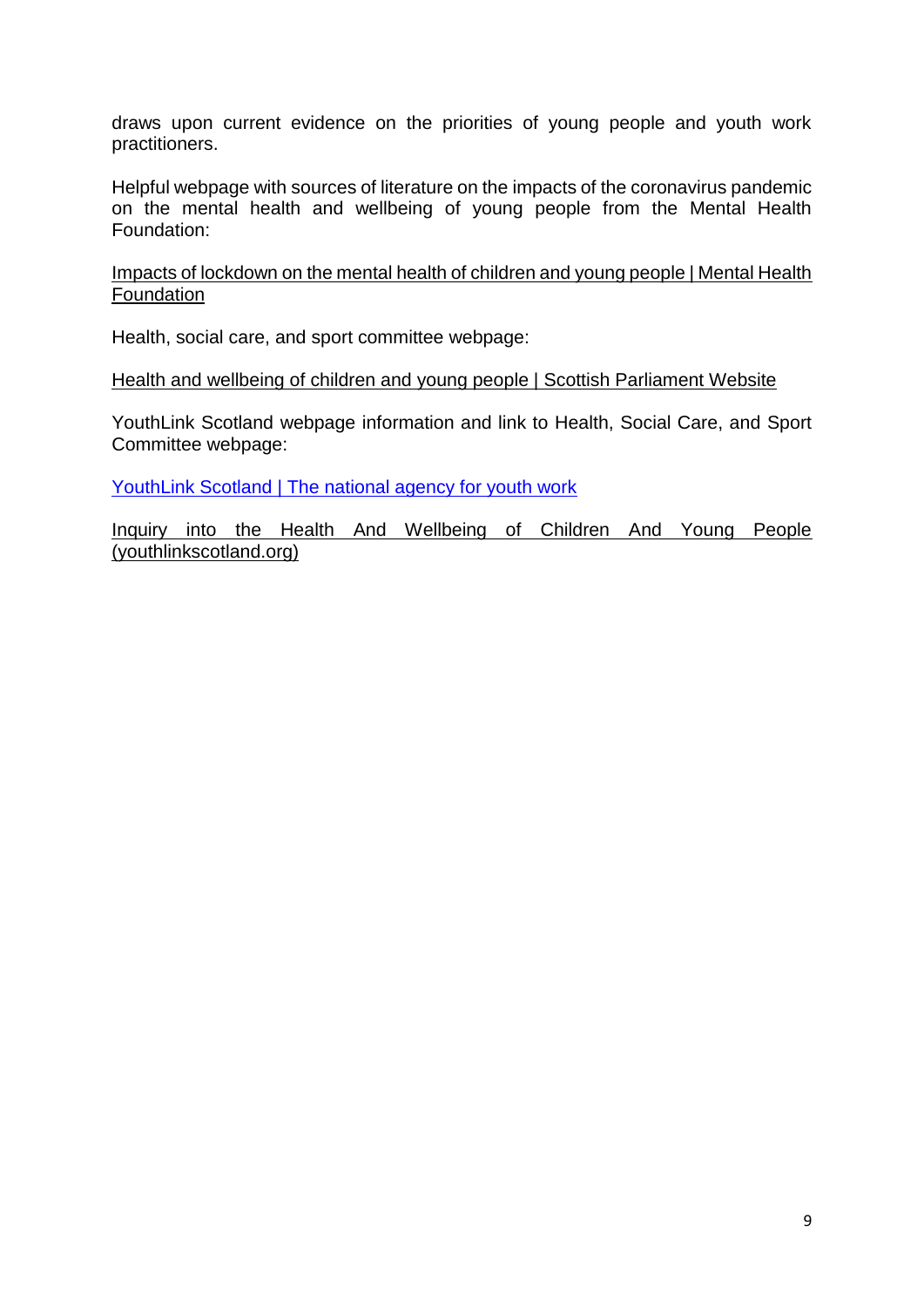draws upon current evidence on the priorities of young people and youth work practitioners.

Helpful webpage with sources of literature on the impacts of the coronavirus pandemic on the mental health and wellbeing of young people from the Mental Health Foundation:

Impacts of lockdown on the mental health of children and young people | Mental Health Foundation

Health, social care, and sport committee webpage:

Health and wellbeing of children and young people | Scottish Parliament Website

YouthLink Scotland webpage information and link to Health, Social Care, and Sport Committee webpage:

YouthLink Scotland | The national agency for youth work

Inquiry into the Health And Wellbeing of Children And Young People (youthlinkscotland.org)